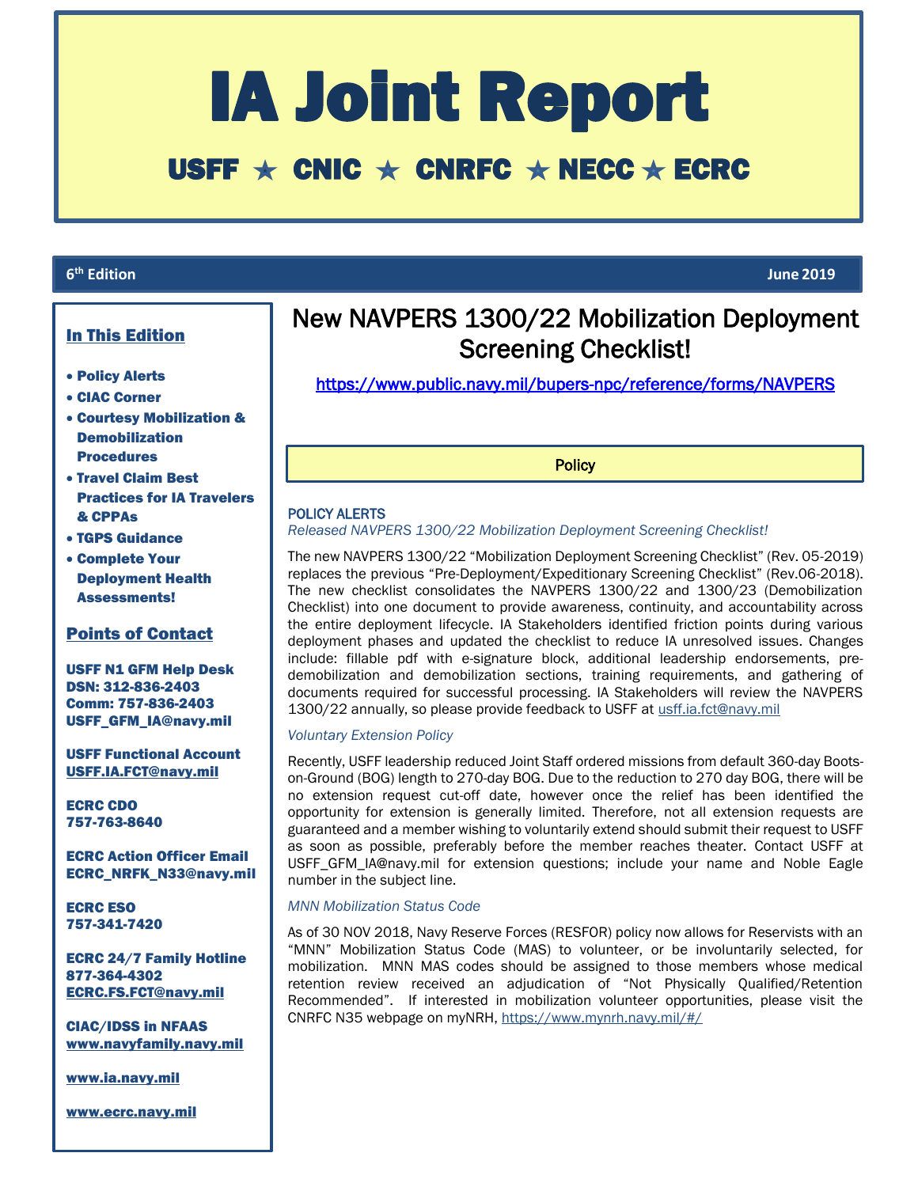# IA Joint Report

## USFF ★ CNIC ★ CNRFC ★ NECC ★ ECRC

**6th Edition** **June 2019**

### In This Edition

- **Policy Alerts**
- **CIAC Corner**
- **Courtesy Mobilization & Demobilization Procedures**
- **Travel Claim Best Practices for IA Travelers & CPPAs**
- **TGPS Guidance**
- **Complete Your Deployment Health Assessments!**

### Points of Contact

**USFF N1 GFM Help Desk**
**DSN: 312-836-2403**
**Comm: 757-836-2403**
**USFF_GFM_IA@navy.mil**

**USFF Functional Account**
**USFF.IA.FCT@navy.mil**

**ECRC CDO**
**757-763-8640**

**ECRC Action Officer Email**
**ECRC_NRFK_N33@navy.mil**

**ECRC ESO**
**757-341-7420**

**ECRC 24/7 Family Hotline**
**877-364-4302**
**ECRC.FS.FCT@navy.mil**

**CIAC/IDSS in NFAAS**
**www.navyfamily.navy.mil**

**www.ia.navy.mil**

**www.ecrc.navy.mil**

# New NAVPERS 1300/22 Mobilization Deployment Screening Checklist!

https://www.public.navy.mil/bupers-npc/reference/forms/NAVPERS

## Policy

### POLICY ALERTS

*Released NAVPERS 1300/22 Mobilization Deployment Screening Checklist!*

The new NAVPERS 1300/22 "Mobilization Deployment Screening Checklist" (Rev. 05-2019) replaces the previous "Pre-Deployment/Expeditionary Screening Checklist" (Rev.06-2018). The new checklist consolidates the NAVPERS 1300/22 and 1300/23 (Demobilization Checklist) into one document to provide awareness, continuity, and accountability across the entire deployment lifecycle. IA Stakeholders identified friction points during various deployment phases and updated the checklist to reduce IA unresolved issues. Changes include: fillable pdf with e-signature block, additional leadership endorsements, pre-demobilization and demobilization sections, training requirements, and gathering of documents required for successful processing. IA Stakeholders will review the NAVPERS 1300/22 annually, so please provide feedback to USFF at usff.ia.fct@navy.mil

*Voluntary Extension Policy*

Recently, USFF leadership reduced Joint Staff ordered missions from default 360-day Boots-on-Ground (BOG) length to 270-day BOG. Due to the reduction to 270 day BOG, there will be no extension request cut-off date, however once the relief has been identified the opportunity for extension is generally limited. Therefore, not all extension requests are guaranteed and a member wishing to voluntarily extend should submit their request to USFF as soon as possible, preferably before the member reaches theater. Contact USFF at USFF_GFM_IA@navy.mil for extension questions; include your name and Noble Eagle number in the subject line.

*MNN Mobilization Status Code*

As of 30 NOV 2018, Navy Reserve Forces (RESFOR) policy now allows for Reservists with an "MNN" Mobilization Status Code (MAS) to volunteer, or be involuntarily selected, for mobilization. MNN MAS codes should be assigned to those members whose medical retention review received an adjudication of "Not Physically Qualified/Retention Recommended". If interested in mobilization volunteer opportunities, please visit the CNRFC N35 webpage on myNRH, https://www.mynrh.navy.mil/#/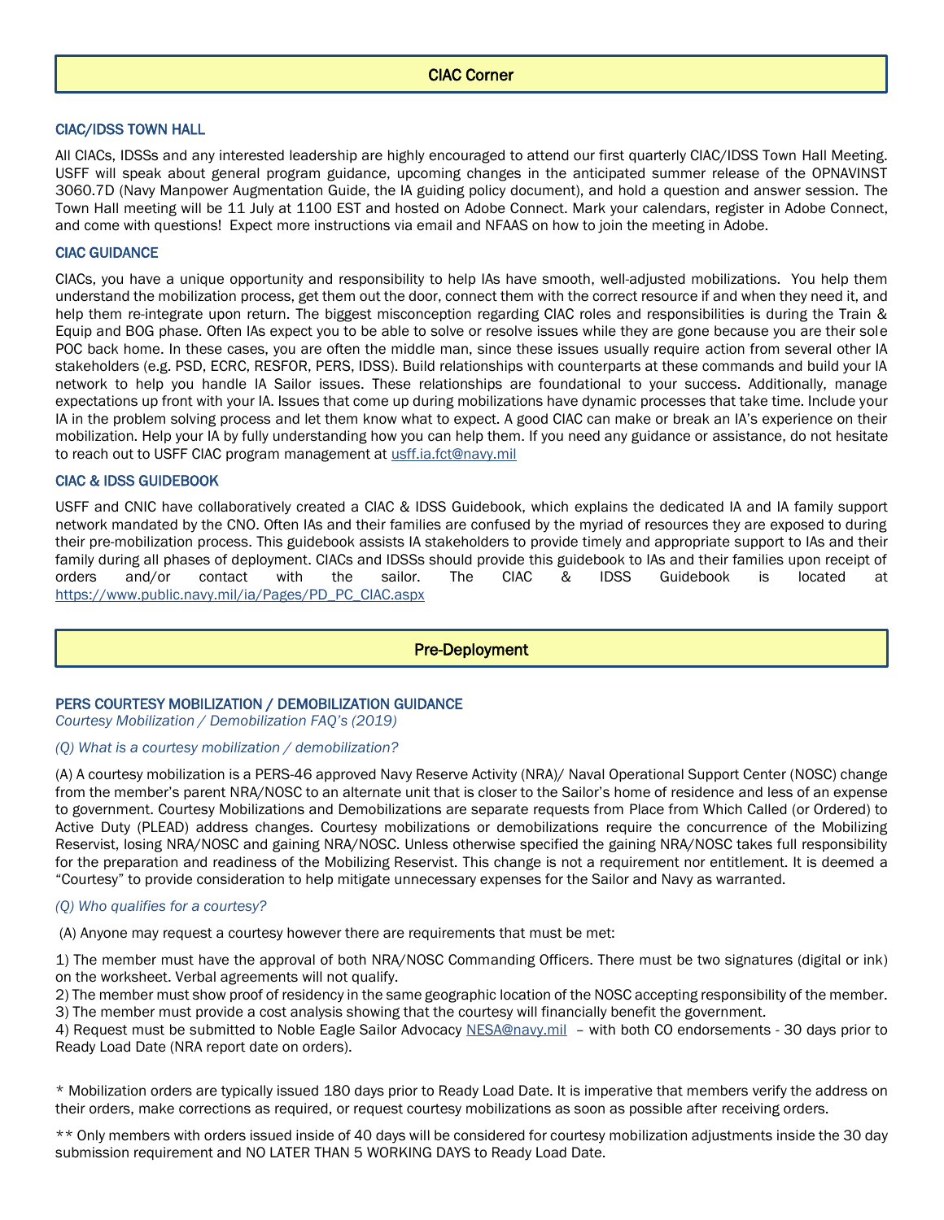## CIAC Corner

### CIAC/IDSS TOWN HALL

All CIACs, IDSSs and any interested leadership are highly encouraged to attend our first quarterly CIAC/IDSS Town Hall Meeting. USFF will speak about general program guidance, upcoming changes in the anticipated summer release of the OPNAVINST 3060.7D (Navy Manpower Augmentation Guide, the IA guiding policy document), and hold a question and answer session. The Town Hall meeting will be 11 July at 1100 EST and hosted on Adobe Connect. Mark your calendars, register in Adobe Connect, and come with questions! Expect more instructions via email and NFAAS on how to join the meeting in Adobe.

### CIAC GUIDANCE

CIACs, you have a unique opportunity and responsibility to help IAs have smooth, well-adjusted mobilizations. You help them understand the mobilization process, get them out the door, connect them with the correct resource if and when they need it, and help them re-integrate upon return. The biggest misconception regarding CIAC roles and responsibilities is during the Train & Equip and BOG phase. Often IAs expect you to be able to solve or resolve issues while they are gone because you are their sole POC back home. In these cases, you are often the middle man, since these issues usually require action from several other IA stakeholders (e.g. PSD, ECRC, RESFOR, PERS, IDSS). Build relationships with counterparts at these commands and build your IA network to help you handle IA Sailor issues. These relationships are foundational to your success. Additionally, manage expectations up front with your IA. Issues that come up during mobilizations have dynamic processes that take time. Include your IA in the problem solving process and let them know what to expect. A good CIAC can make or break an IA's experience on their mobilization. Help your IA by fully understanding how you can help them. If you need any guidance or assistance, do not hesitate to reach out to USFF CIAC program management at usff.ia.fct@navy.mil

### CIAC & IDSS GUIDEBOOK

USFF and CNIC have collaboratively created a CIAC & IDSS Guidebook, which explains the dedicated IA and IA family support network mandated by the CNO. Often IAs and their families are confused by the myriad of resources they are exposed to during their pre-mobilization process. This guidebook assists IA stakeholders to provide timely and appropriate support to IAs and their family during all phases of deployment. CIACs and IDSSs should provide this guidebook to IAs and their families upon receipt of orders and/or contact with the sailor. The CIAC & IDSS Guidebook is located at https://www.public.navy.mil/ia/Pages/PD_PC_CIAC.aspx

## Pre-Deployment

### PERS COURTESY MOBILIZATION / DEMOBILIZATION GUIDANCE

*Courtesy Mobilization / Demobilization FAQ's (2019)*

*(Q) What is a courtesy mobilization / demobilization?*

(A) A courtesy mobilization is a PERS-46 approved Navy Reserve Activity (NRA)/ Naval Operational Support Center (NOSC) change from the member's parent NRA/NOSC to an alternate unit that is closer to the Sailor's home of residence and less of an expense to government. Courtesy Mobilizations and Demobilizations are separate requests from Place from Which Called (or Ordered) to Active Duty (PLEAD) address changes. Courtesy mobilizations or demobilizations require the concurrence of the Mobilizing Reservist, losing NRA/NOSC and gaining NRA/NOSC. Unless otherwise specified the gaining NRA/NOSC takes full responsibility for the preparation and readiness of the Mobilizing Reservist. This change is not a requirement nor entitlement. It is deemed a "Courtesy" to provide consideration to help mitigate unnecessary expenses for the Sailor and Navy as warranted.

*(Q) Who qualifies for a courtesy?*

(A) Anyone may request a courtesy however there are requirements that must be met:

1) The member must have the approval of both NRA/NOSC Commanding Officers. There must be two signatures (digital or ink) on the worksheet. Verbal agreements will not qualify.
2) The member must show proof of residency in the same geographic location of the NOSC accepting responsibility of the member.
3) The member must provide a cost analysis showing that the courtesy will financially benefit the government.
4) Request must be submitted to Noble Eagle Sailor Advocacy NESA@navy.mil – with both CO endorsements - 30 days prior to Ready Load Date (NRA report date on orders).

* Mobilization orders are typically issued 180 days prior to Ready Load Date. It is imperative that members verify the address on their orders, make corrections as required, or request courtesy mobilizations as soon as possible after receiving orders.

** Only members with orders issued inside of 40 days will be considered for courtesy mobilization adjustments inside the 30 day submission requirement and NO LATER THAN 5 WORKING DAYS to Ready Load Date.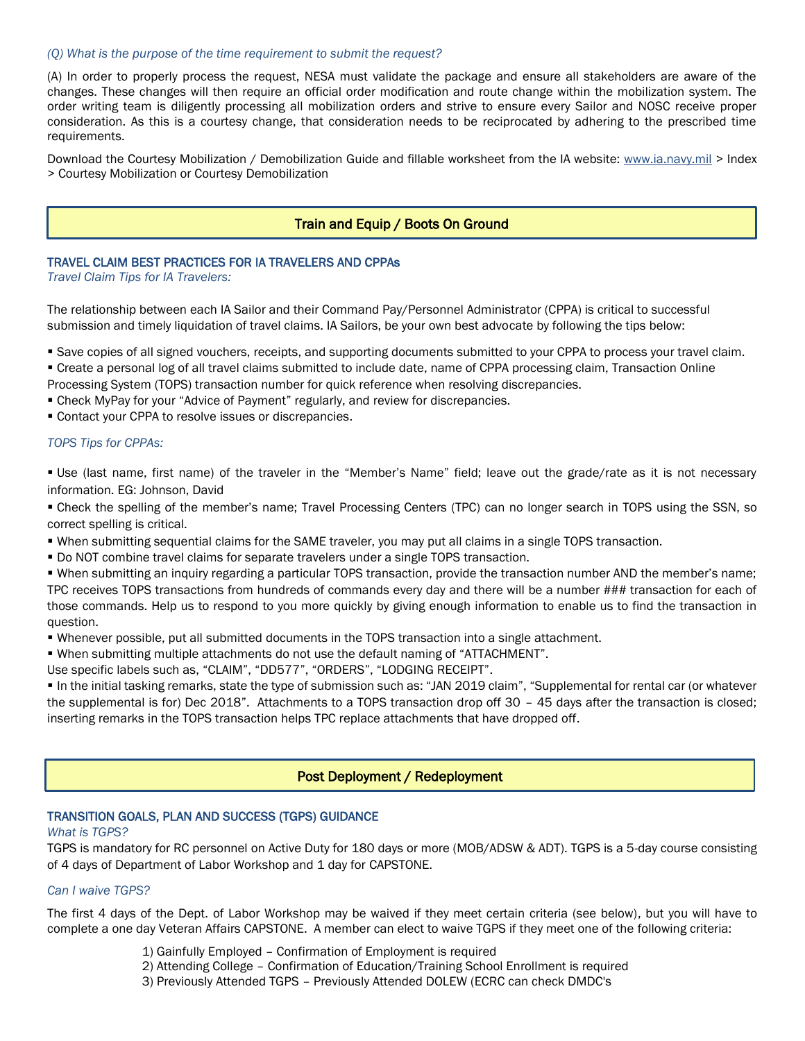*(Q) What is the purpose of the time requirement to submit the request?*

(A) In order to properly process the request, NESA must validate the package and ensure all stakeholders are aware of the changes. These changes will then require an official order modification and route change within the mobilization system. The order writing team is diligently processing all mobilization orders and strive to ensure every Sailor and NOSC receive proper consideration. As this is a courtesy change, that consideration needs to be reciprocated by adhering to the prescribed time requirements.

Download the Courtesy Mobilization / Demobilization Guide and fillable worksheet from the IA website: www.ia.navy.mil > Index > Courtesy Mobilization or Courtesy Demobilization

## Train and Equip / Boots On Ground

### TRAVEL CLAIM BEST PRACTICES FOR IA TRAVELERS AND CPPAs

*Travel Claim Tips for IA Travelers:*

The relationship between each IA Sailor and their Command Pay/Personnel Administrator (CPPA) is critical to successful submission and timely liquidation of travel claims. IA Sailors, be your own best advocate by following the tips below:

- Save copies of all signed vouchers, receipts, and supporting documents submitted to your CPPA to process your travel claim.
- Create a personal log of all travel claims submitted to include date, name of CPPA processing claim, Transaction Online Processing System (TOPS) transaction number for quick reference when resolving discrepancies.
- Check MyPay for your "Advice of Payment" regularly, and review for discrepancies.
- Contact your CPPA to resolve issues or discrepancies.

*TOPS Tips for CPPAs:*

- Use (last name, first name) of the traveler in the "Member's Name" field; leave out the grade/rate as it is not necessary information. EG: Johnson, David
- Check the spelling of the member's name; Travel Processing Centers (TPC) can no longer search in TOPS using the SSN, so correct spelling is critical.
- When submitting sequential claims for the SAME traveler, you may put all claims in a single TOPS transaction.
- Do NOT combine travel claims for separate travelers under a single TOPS transaction.
- When submitting an inquiry regarding a particular TOPS transaction, provide the transaction number AND the member's name; TPC receives TOPS transactions from hundreds of commands every day and there will be a number ### transaction for each of those commands. Help us to respond to you more quickly by giving enough information to enable us to find the transaction in question.
- Whenever possible, put all submitted documents in the TOPS transaction into a single attachment.
- When submitting multiple attachments do not use the default naming of "ATTACHMENT".

Use specific labels such as, "CLAIM", "DD577", "ORDERS", "LODGING RECEIPT".

- In the initial tasking remarks, state the type of submission such as: "JAN 2019 claim", "Supplemental for rental car (or whatever the supplemental is for) Dec 2018". Attachments to a TOPS transaction drop off 30 – 45 days after the transaction is closed; inserting remarks in the TOPS transaction helps TPC replace attachments that have dropped off.

## Post Deployment / Redeployment

### TRANSITION GOALS, PLAN AND SUCCESS (TGPS) GUIDANCE

*What is TGPS?*

TGPS is mandatory for RC personnel on Active Duty for 180 days or more (MOB/ADSW & ADT). TGPS is a 5-day course consisting of 4 days of Department of Labor Workshop and 1 day for CAPSTONE.

*Can I waive TGPS?*

The first 4 days of the Dept. of Labor Workshop may be waived if they meet certain criteria (see below), but you will have to complete a one day Veteran Affairs CAPSTONE. A member can elect to waive TGPS if they meet one of the following criteria:

1) Gainfully Employed – Confirmation of Employment is required
2) Attending College – Confirmation of Education/Training School Enrollment is required
3) Previously Attended TGPS – Previously Attended DOLEW (ECRC can check DMDC's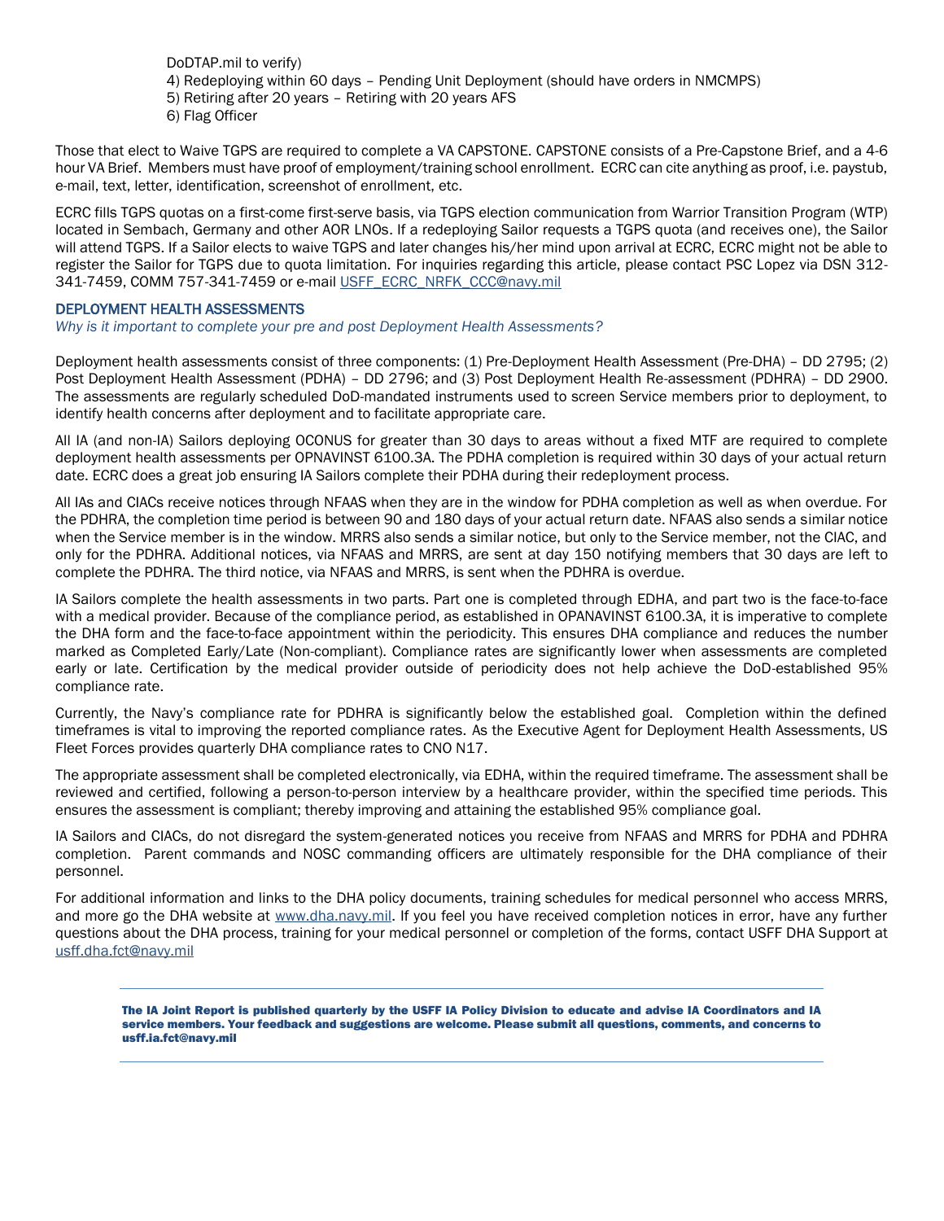DoDTAP.mil to verify)
4) Redeploying within 60 days – Pending Unit Deployment (should have orders in NMCMPS)
5) Retiring after 20 years – Retiring with 20 years AFS
6) Flag Officer

Those that elect to Waive TGPS are required to complete a VA CAPSTONE. CAPSTONE consists of a Pre-Capstone Brief, and a 4-6 hour VA Brief. Members must have proof of employment/training school enrollment. ECRC can cite anything as proof, i.e. paystub, e-mail, text, letter, identification, screenshot of enrollment, etc.

ECRC fills TGPS quotas on a first-come first-serve basis, via TGPS election communication from Warrior Transition Program (WTP) located in Sembach, Germany and other AOR LNOs. If a redeploying Sailor requests a TGPS quota (and receives one), the Sailor will attend TGPS. If a Sailor elects to waive TGPS and later changes his/her mind upon arrival at ECRC, ECRC might not be able to register the Sailor for TGPS due to quota limitation. For inquiries regarding this article, please contact PSC Lopez via DSN 312-341-7459, COMM 757-341-7459 or e-mail USFF_ECRC_NRFK_CCC@navy.mil

## DEPLOYMENT HEALTH ASSESSMENTS

*Why is it important to complete your pre and post Deployment Health Assessments?*

Deployment health assessments consist of three components: (1) Pre-Deployment Health Assessment (Pre-DHA) – DD 2795; (2) Post Deployment Health Assessment (PDHA) – DD 2796; and (3) Post Deployment Health Re-assessment (PDHRA) – DD 2900. The assessments are regularly scheduled DoD-mandated instruments used to screen Service members prior to deployment, to identify health concerns after deployment and to facilitate appropriate care.

All IA (and non-IA) Sailors deploying OCONUS for greater than 30 days to areas without a fixed MTF are required to complete deployment health assessments per OPNAVINST 6100.3A. The PDHA completion is required within 30 days of your actual return date. ECRC does a great job ensuring IA Sailors complete their PDHA during their redeployment process.

All IAs and CIACs receive notices through NFAAS when they are in the window for PDHA completion as well as when overdue. For the PDHRA, the completion time period is between 90 and 180 days of your actual return date. NFAAS also sends a similar notice when the Service member is in the window. MRRS also sends a similar notice, but only to the Service member, not the CIAC, and only for the PDHRA. Additional notices, via NFAAS and MRRS, are sent at day 150 notifying members that 30 days are left to complete the PDHRA. The third notice, via NFAAS and MRRS, is sent when the PDHRA is overdue.

IA Sailors complete the health assessments in two parts. Part one is completed through EDHA, and part two is the face-to-face with a medical provider. Because of the compliance period, as established in OPANAVINST 6100.3A, it is imperative to complete the DHA form and the face-to-face appointment within the periodicity. This ensures DHA compliance and reduces the number marked as Completed Early/Late (Non-compliant). Compliance rates are significantly lower when assessments are completed early or late. Certification by the medical provider outside of periodicity does not help achieve the DoD-established 95% compliance rate.

Currently, the Navy's compliance rate for PDHRA is significantly below the established goal. Completion within the defined timeframes is vital to improving the reported compliance rates. As the Executive Agent for Deployment Health Assessments, US Fleet Forces provides quarterly DHA compliance rates to CNO N17.

The appropriate assessment shall be completed electronically, via EDHA, within the required timeframe. The assessment shall be reviewed and certified, following a person-to-person interview by a healthcare provider, within the specified time periods. This ensures the assessment is compliant; thereby improving and attaining the established 95% compliance goal.

IA Sailors and CIACs, do not disregard the system-generated notices you receive from NFAAS and MRRS for PDHA and PDHRA completion. Parent commands and NOSC commanding officers are ultimately responsible for the DHA compliance of their personnel.

For additional information and links to the DHA policy documents, training schedules for medical personnel who access MRRS, and more go the DHA website at www.dha.navy.mil. If you feel you have received completion notices in error, have any further questions about the DHA process, training for your medical personnel or completion of the forms, contact USFF DHA Support at usff.dha.fct@navy.mil

---

**The IA Joint Report is published quarterly by the USFF IA Policy Division to educate and advise IA Coordinators and IA service members. Your feedback and suggestions are welcome. Please submit all questions, comments, and concerns to usff.ia.fct@navy.mil**

---